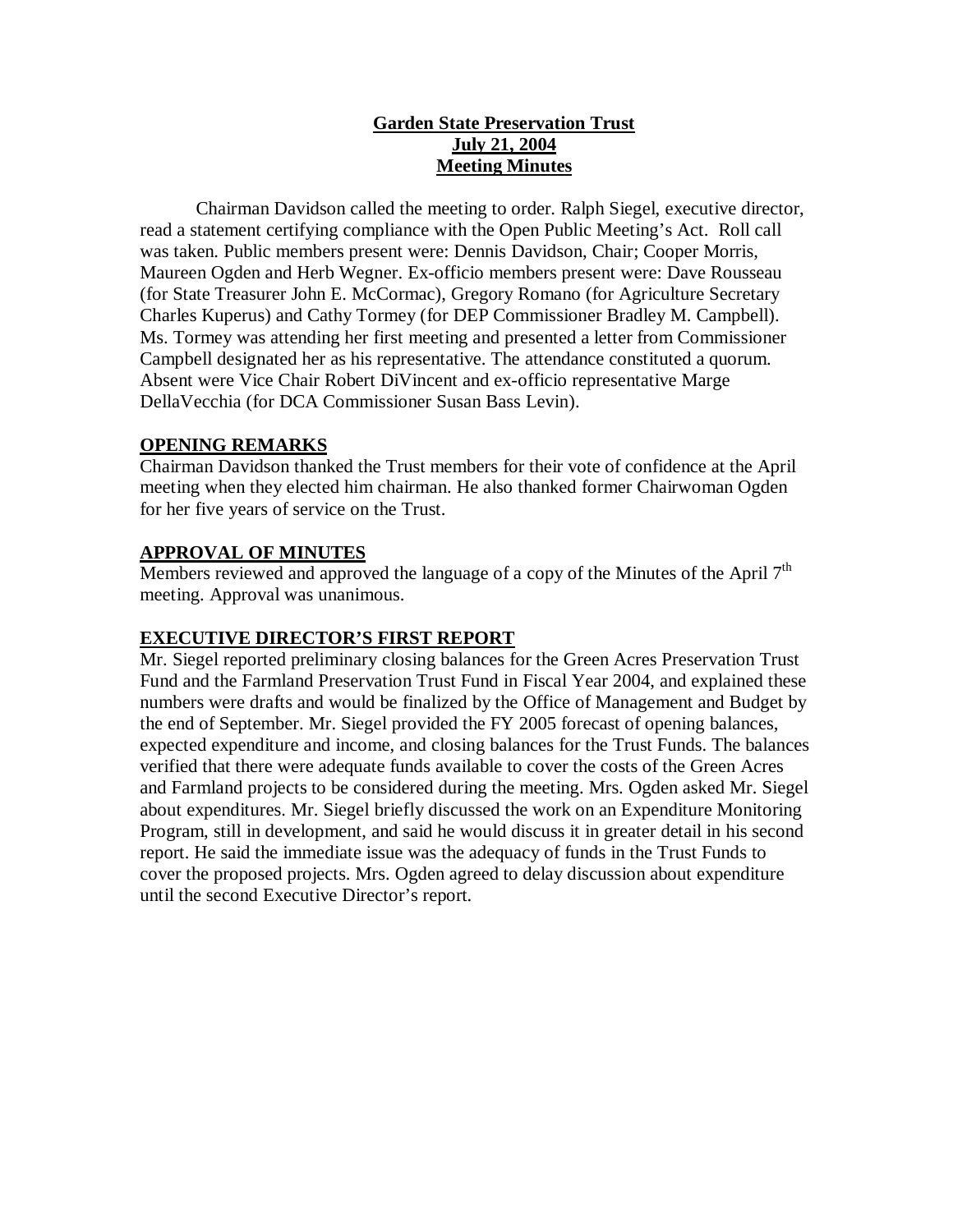# Garden State Preservation Trust
## July 21, 2004
## Meeting Minutes

Chairman Davidson called the meeting to order. Ralph Siegel, executive director, read a statement certifying compliance with the Open Public Meeting's Act. Roll call was taken. Public members present were: Dennis Davidson, Chair; Cooper Morris, Maureen Ogden and Herb Wegner. Ex-officio members present were: Dave Rousseau (for State Treasurer John E. McCormac), Gregory Romano (for Agriculture Secretary Charles Kuperus) and Cathy Tormey (for DEP Commissioner Bradley M. Campbell). Ms. Tormey was attending her first meeting and presented a letter from Commissioner Campbell designated her as his representative. The attendance constituted a quorum. Absent were Vice Chair Robert DiVincent and ex-officio representative Marge DellaVecchia (for DCA Commissioner Susan Bass Levin).

### OPENING REMARKS

Chairman Davidson thanked the Trust members for their vote of confidence at the April meeting when they elected him chairman. He also thanked former Chairwoman Ogden for her five years of service on the Trust.

### APPROVAL OF MINUTES

Members reviewed and approved the language of a copy of the Minutes of the April 7th meeting. Approval was unanimous.

### EXECUTIVE DIRECTOR'S FIRST REPORT

Mr. Siegel reported preliminary closing balances for the Green Acres Preservation Trust Fund and the Farmland Preservation Trust Fund in Fiscal Year 2004, and explained these numbers were drafts and would be finalized by the Office of Management and Budget by the end of September. Mr. Siegel provided the FY 2005 forecast of opening balances, expected expenditure and income, and closing balances for the Trust Funds. The balances verified that there were adequate funds available to cover the costs of the Green Acres and Farmland projects to be considered during the meeting. Mrs. Ogden asked Mr. Siegel about expenditures. Mr. Siegel briefly discussed the work on an Expenditure Monitoring Program, still in development, and said he would discuss it in greater detail in his second report. He said the immediate issue was the adequacy of funds in the Trust Funds to cover the proposed projects. Mrs. Ogden agreed to delay discussion about expenditure until the second Executive Director's report.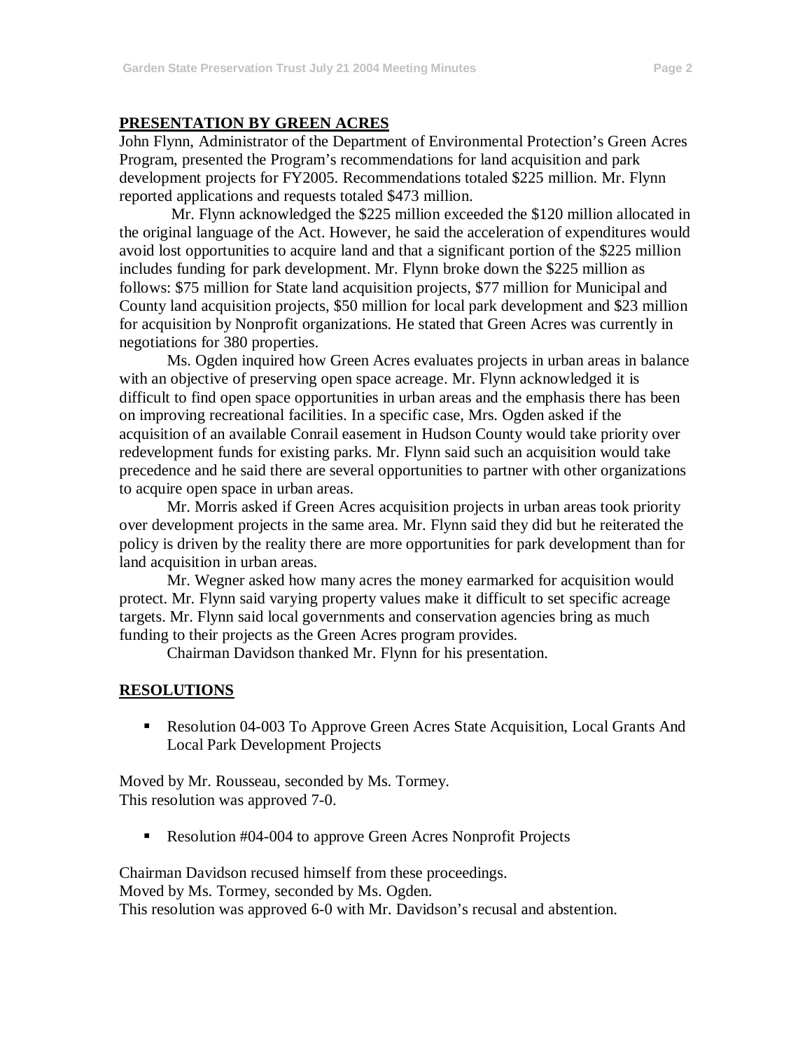## PRESENTATION BY GREEN ACRES

John Flynn, Administrator of the Department of Environmental Protection's Green Acres Program, presented the Program's recommendations for land acquisition and park development projects for FY2005. Recommendations totaled $225 million. Mr. Flynn reported applications and requests totaled $473 million.

Mr. Flynn acknowledged the $225 million exceeded the $120 million allocated in the original language of the Act. However, he said the acceleration of expenditures would avoid lost opportunities to acquire land and that a significant portion of the $225 million includes funding for park development. Mr. Flynn broke down the $225 million as follows: $75 million for State land acquisition projects, $77 million for Municipal and County land acquisition projects, $50 million for local park development and $23 million for acquisition by Nonprofit organizations. He stated that Green Acres was currently in negotiations for 380 properties.

Ms. Ogden inquired how Green Acres evaluates projects in urban areas in balance with an objective of preserving open space acreage. Mr. Flynn acknowledged it is difficult to find open space opportunities in urban areas and the emphasis there has been on improving recreational facilities. In a specific case, Mrs. Ogden asked if the acquisition of an available Conrail easement in Hudson County would take priority over redevelopment funds for existing parks. Mr. Flynn said such an acquisition would take precedence and he said there are several opportunities to partner with other organizations to acquire open space in urban areas.

Mr. Morris asked if Green Acres acquisition projects in urban areas took priority over development projects in the same area. Mr. Flynn said they did but he reiterated the policy is driven by the reality there are more opportunities for park development than for land acquisition in urban areas.

Mr. Wegner asked how many acres the money earmarked for acquisition would protect. Mr. Flynn said varying property values make it difficult to set specific acreage targets. Mr. Flynn said local governments and conservation agencies bring as much funding to their projects as the Green Acres program provides.

Chairman Davidson thanked Mr. Flynn for his presentation.

## RESOLUTIONS

- Resolution 04-003 To Approve Green Acres State Acquisition, Local Grants And Local Park Development Projects

Moved by Mr. Rousseau, seconded by Ms. Tormey.
This resolution was approved 7-0.

- Resolution #04-004 to approve Green Acres Nonprofit Projects

Chairman Davidson recused himself from these proceedings.
Moved by Ms. Tormey, seconded by Ms. Ogden.
This resolution was approved 6-0 with Mr. Davidson's recusal and abstention.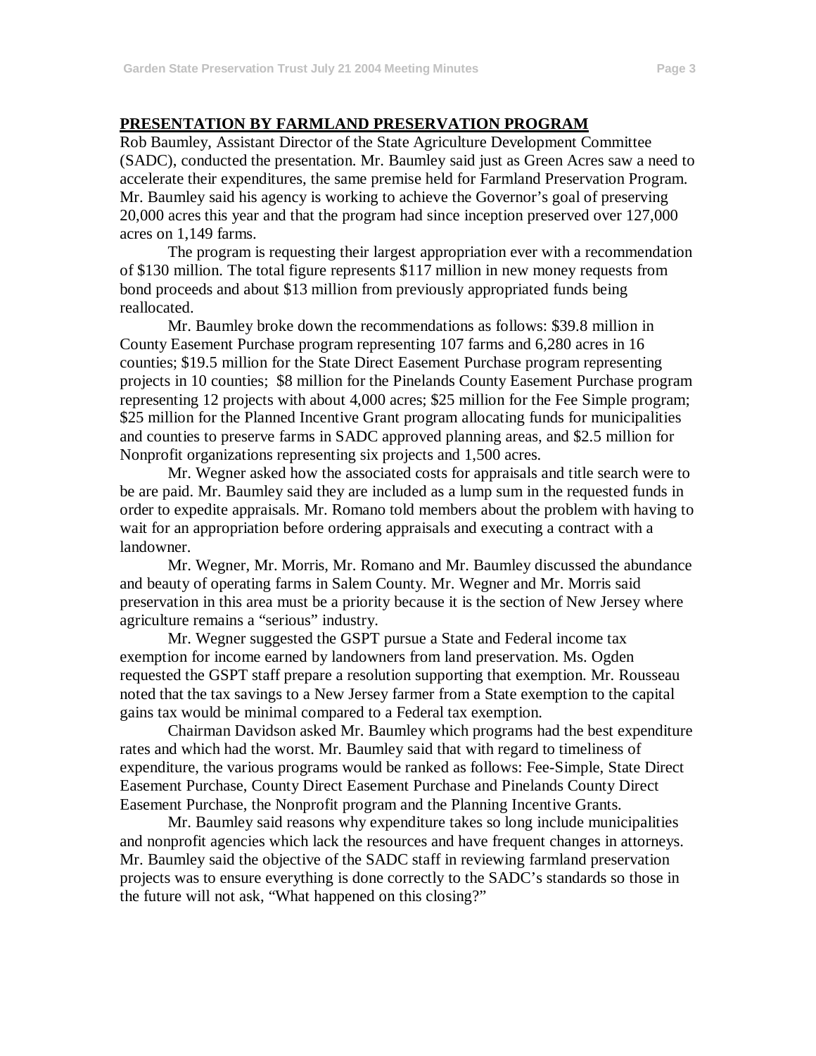## PRESENTATION BY FARMLAND PRESERVATION PROGRAM

Rob Baumley, Assistant Director of the State Agriculture Development Committee (SADC), conducted the presentation. Mr. Baumley said just as Green Acres saw a need to accelerate their expenditures, the same premise held for Farmland Preservation Program. Mr. Baumley said his agency is working to achieve the Governor's goal of preserving 20,000 acres this year and that the program had since inception preserved over 127,000 acres on 1,149 farms.

The program is requesting their largest appropriation ever with a recommendation of $130 million. The total figure represents $117 million in new money requests from bond proceeds and about $13 million from previously appropriated funds being reallocated.

Mr. Baumley broke down the recommendations as follows: $39.8 million in County Easement Purchase program representing 107 farms and 6,280 acres in 16 counties; $19.5 million for the State Direct Easement Purchase program representing projects in 10 counties; $8 million for the Pinelands County Easement Purchase program representing 12 projects with about 4,000 acres; $25 million for the Fee Simple program; $25 million for the Planned Incentive Grant program allocating funds for municipalities and counties to preserve farms in SADC approved planning areas, and $2.5 million for Nonprofit organizations representing six projects and 1,500 acres.

Mr. Wegner asked how the associated costs for appraisals and title search were to be are paid. Mr. Baumley said they are included as a lump sum in the requested funds in order to expedite appraisals. Mr. Romano told members about the problem with having to wait for an appropriation before ordering appraisals and executing a contract with a landowner.

Mr. Wegner, Mr. Morris, Mr. Romano and Mr. Baumley discussed the abundance and beauty of operating farms in Salem County. Mr. Wegner and Mr. Morris said preservation in this area must be a priority because it is the section of New Jersey where agriculture remains a "serious" industry.

Mr. Wegner suggested the GSPT pursue a State and Federal income tax exemption for income earned by landowners from land preservation. Ms. Ogden requested the GSPT staff prepare a resolution supporting that exemption. Mr. Rousseau noted that the tax savings to a New Jersey farmer from a State exemption to the capital gains tax would be minimal compared to a Federal tax exemption.

Chairman Davidson asked Mr. Baumley which programs had the best expenditure rates and which had the worst. Mr. Baumley said that with regard to timeliness of expenditure, the various programs would be ranked as follows: Fee-Simple, State Direct Easement Purchase, County Direct Easement Purchase and Pinelands County Direct Easement Purchase, the Nonprofit program and the Planning Incentive Grants.

Mr. Baumley said reasons why expenditure takes so long include municipalities and nonprofit agencies which lack the resources and have frequent changes in attorneys. Mr. Baumley said the objective of the SADC staff in reviewing farmland preservation projects was to ensure everything is done correctly to the SADC's standards so those in the future will not ask, "What happened on this closing?"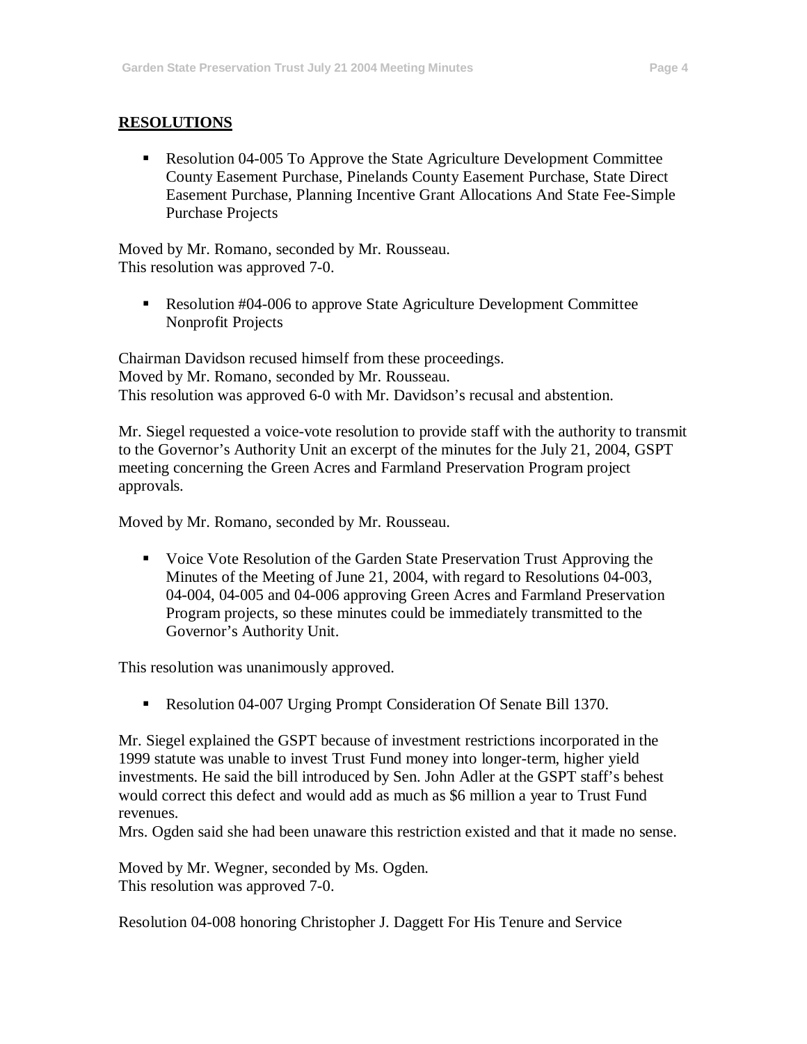## RESOLUTIONS

- Resolution 04-005 To Approve the State Agriculture Development Committee County Easement Purchase, Pinelands County Easement Purchase, State Direct Easement Purchase, Planning Incentive Grant Allocations And State Fee-Simple Purchase Projects

Moved by Mr. Romano, seconded by Mr. Rousseau.
This resolution was approved 7-0.

- Resolution #04-006 to approve State Agriculture Development Committee Nonprofit Projects

Chairman Davidson recused himself from these proceedings.
Moved by Mr. Romano, seconded by Mr. Rousseau.
This resolution was approved 6-0 with Mr. Davidson's recusal and abstention.

Mr. Siegel requested a voice-vote resolution to provide staff with the authority to transmit to the Governor's Authority Unit an excerpt of the minutes for the July 21, 2004, GSPT meeting concerning the Green Acres and Farmland Preservation Program project approvals.

Moved by Mr. Romano, seconded by Mr. Rousseau.

- Voice Vote Resolution of the Garden State Preservation Trust Approving the Minutes of the Meeting of June 21, 2004, with regard to Resolutions 04-003, 04-004, 04-005 and 04-006 approving Green Acres and Farmland Preservation Program projects, so these minutes could be immediately transmitted to the Governor's Authority Unit.

This resolution was unanimously approved.

- Resolution 04-007 Urging Prompt Consideration Of Senate Bill 1370.

Mr. Siegel explained the GSPT because of investment restrictions incorporated in the 1999 statute was unable to invest Trust Fund money into longer-term, higher yield investments. He said the bill introduced by Sen. John Adler at the GSPT staff's behest would correct this defect and would add as much as $6 million a year to Trust Fund revenues.
Mrs. Ogden said she had been unaware this restriction existed and that it made no sense.

Moved by Mr. Wegner, seconded by Ms. Ogden.
This resolution was approved 7-0.

Resolution 04-008 honoring Christopher J. Daggett For His Tenure and Service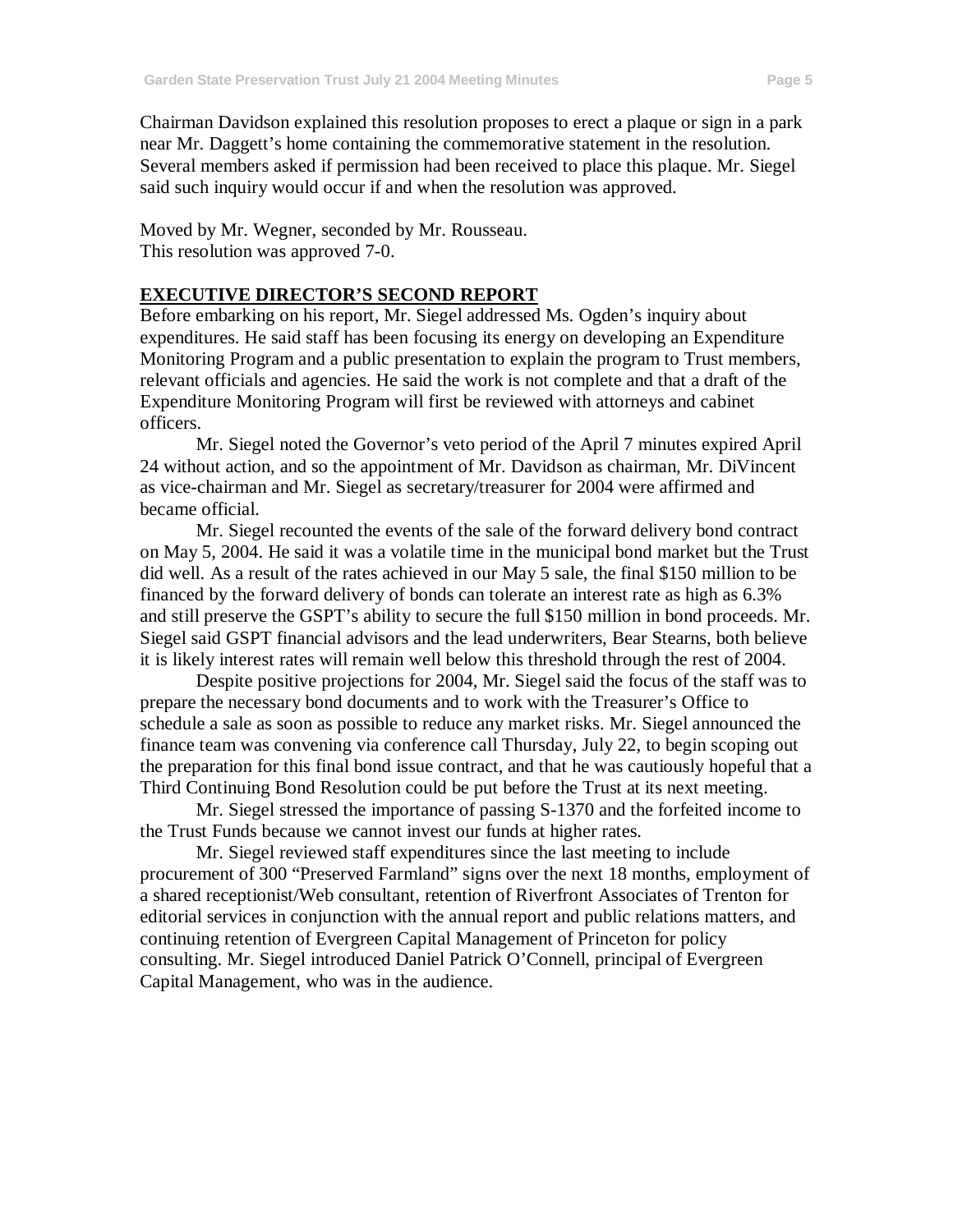Chairman Davidson explained this resolution proposes to erect a plaque or sign in a park near Mr. Daggett's home containing the commemorative statement in the resolution. Several members asked if permission had been received to place this plaque. Mr. Siegel said such inquiry would occur if and when the resolution was approved.

Moved by Mr. Wegner, seconded by Mr. Rousseau.
This resolution was approved 7-0.

## EXECUTIVE DIRECTOR'S SECOND REPORT

Before embarking on his report, Mr. Siegel addressed Ms. Ogden's inquiry about expenditures. He said staff has been focusing its energy on developing an Expenditure Monitoring Program and a public presentation to explain the program to Trust members, relevant officials and agencies. He said the work is not complete and that a draft of the Expenditure Monitoring Program will first be reviewed with attorneys and cabinet officers.

Mr. Siegel noted the Governor's veto period of the April 7 minutes expired April 24 without action, and so the appointment of Mr. Davidson as chairman, Mr. DiVincent as vice-chairman and Mr. Siegel as secretary/treasurer for 2004 were affirmed and became official.

Mr. Siegel recounted the events of the sale of the forward delivery bond contract on May 5, 2004. He said it was a volatile time in the municipal bond market but the Trust did well. As a result of the rates achieved in our May 5 sale, the final $150 million to be financed by the forward delivery of bonds can tolerate an interest rate as high as 6.3% and still preserve the GSPT's ability to secure the full $150 million in bond proceeds. Mr. Siegel said GSPT financial advisors and the lead underwriters, Bear Stearns, both believe it is likely interest rates will remain well below this threshold through the rest of 2004.

Despite positive projections for 2004, Mr. Siegel said the focus of the staff was to prepare the necessary bond documents and to work with the Treasurer's Office to schedule a sale as soon as possible to reduce any market risks. Mr. Siegel announced the finance team was convening via conference call Thursday, July 22, to begin scoping out the preparation for this final bond issue contract, and that he was cautiously hopeful that a Third Continuing Bond Resolution could be put before the Trust at its next meeting.

Mr. Siegel stressed the importance of passing S-1370 and the forfeited income to the Trust Funds because we cannot invest our funds at higher rates.

Mr. Siegel reviewed staff expenditures since the last meeting to include procurement of 300 "Preserved Farmland" signs over the next 18 months, employment of a shared receptionist/Web consultant, retention of Riverfront Associates of Trenton for editorial services in conjunction with the annual report and public relations matters, and continuing retention of Evergreen Capital Management of Princeton for policy consulting. Mr. Siegel introduced Daniel Patrick O'Connell, principal of Evergreen Capital Management, who was in the audience.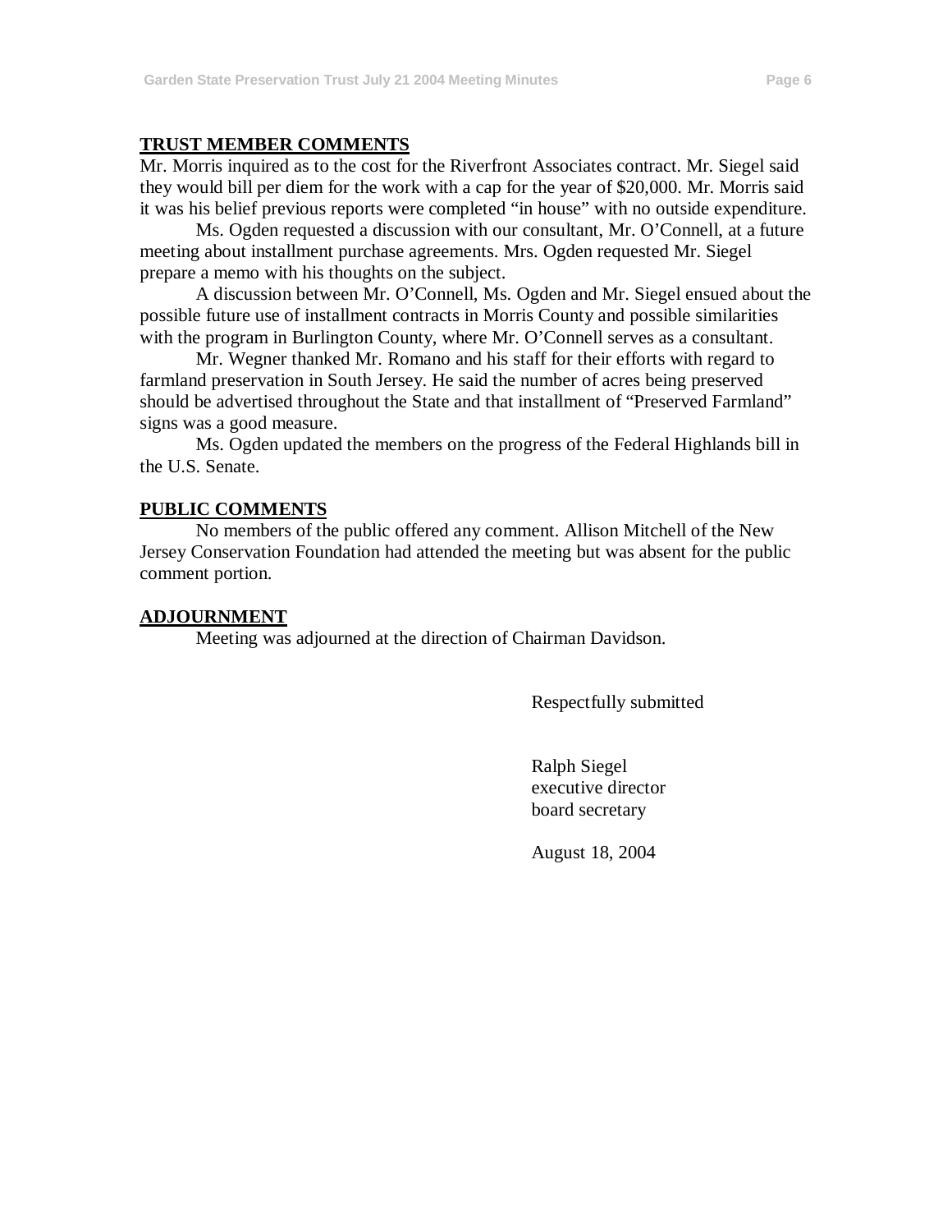**TRUST MEMBER COMMENTS**

Mr. Morris inquired as to the cost for the Riverfront Associates contract. Mr. Siegel said they would bill per diem for the work with a cap for the year of $20,000. Mr. Morris said it was his belief previous reports were completed "in house" with no outside expenditure.

Ms. Ogden requested a discussion with our consultant, Mr. O'Connell, at a future meeting about installment purchase agreements. Mrs. Ogden requested Mr. Siegel prepare a memo with his thoughts on the subject.

A discussion between Mr. O'Connell, Ms. Ogden and Mr. Siegel ensued about the possible future use of installment contracts in Morris County and possible similarities with the program in Burlington County, where Mr. O'Connell serves as a consultant.

Mr. Wegner thanked Mr. Romano and his staff for their efforts with regard to farmland preservation in South Jersey. He said the number of acres being preserved should be advertised throughout the State and that installment of "Preserved Farmland" signs was a good measure.

Ms. Ogden updated the members on the progress of the Federal Highlands bill in the U.S. Senate.

**PUBLIC COMMENTS**

No members of the public offered any comment. Allison Mitchell of the New Jersey Conservation Foundation had attended the meeting but was absent for the public comment portion.

**ADJOURNMENT**

Meeting was adjourned at the direction of Chairman Davidson.

Respectfully submitted

Ralph Siegel
executive director
board secretary

August 18, 2004